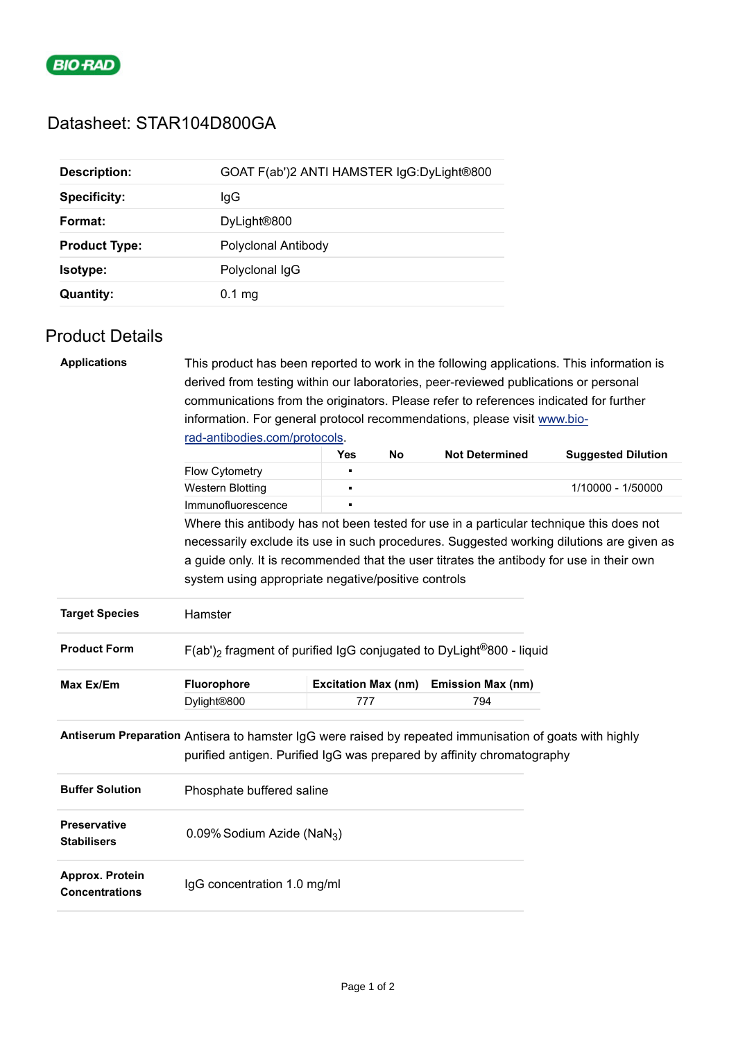BIO-RAD

# Datasheet: STAR104D800GA

| | |
|---|---|
| **Description:** | GOAT F(ab')2 ANTI HAMSTER IgG:DyLight®800 |
| **Specificity:** | IgG |
| **Format:** | DyLight®800 |
| **Product Type:** | Polyclonal Antibody |
| **Isotype:** | Polyclonal IgG |
| **Quantity:** | 0.1 mg |

## Product Details

**Applications**

This product has been reported to work in the following applications. This information is derived from testing within our laboratories, peer-reviewed publications or personal communications from the originators. Please refer to references indicated for further information. For general protocol recommendations, please visit www.bio-rad-antibodies.com/protocols.

| | Yes | No | Not Determined | Suggested Dilution |
|---|---|---|---|---|
| Flow Cytometry | ▪ | | | |
| Western Blotting | ▪ | | | 1/10000 - 1/50000 |
| Immunofluorescence | ▪ | | | |

Where this antibody has not been tested for use in a particular technique this does not necessarily exclude its use in such procedures. Suggested working dilutions are given as a guide only. It is recommended that the user titrates the antibody for use in their own system using appropriate negative/positive controls

**Target Species**

Hamster

**Product Form**

F(ab')$_2$ fragment of purified IgG conjugated to DyLight®800 - liquid

**Max Ex/Em**

| Fluorophore | Excitation Max (nm) | Emission Max (nm) |
|---|---|---|
| Dylight®800 | 777 | 794 |

**Antiserum Preparation**

Antisera to hamster IgG were raised by repeated immunisation of goats with highly purified antigen. Purified IgG was prepared by affinity chromatography

**Buffer Solution**

Phosphate buffered saline

**Preservative Stabilisers**

0.09% Sodium Azide ($NaN_3$)

**Approx. Protein Concentrations**

IgG concentration 1.0 mg/ml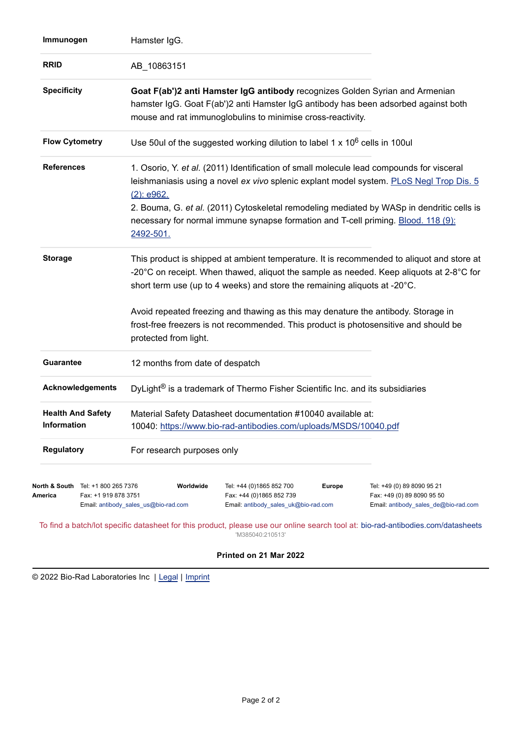| | |
|---|---|
| **Immunogen** | Hamster IgG. |
| **RRID** | AB_10863151 |
| **Specificity** | **Goat F(ab')2 anti Hamster IgG antibody** recognizes Golden Syrian and Armenian hamster IgG. Goat F(ab')2 anti Hamster IgG antibody has been adsorbed against both mouse and rat immunoglobulins to minimise cross-reactivity. |
| **Flow Cytometry** | Use 50ul of the suggested working dilution to label 1 x $10^6$ cells in 100ul |
| **References** | 1. Osorio, Y. *et al.* (2011) Identification of small molecule lead compounds for visceral leishmaniasis using a novel *ex vivo* splenic explant model system. PLoS Negl Trop Dis. 5 (2): e962.<br>2. Bouma, G. *et al.* (2011) Cytoskeletal remodeling mediated by WASp in dendritic cells is necessary for normal immune synapse formation and T-cell priming. Blood. 118 (9): 2492-501. |
| **Storage** | This product is shipped at ambient temperature. It is recommended to aliquot and store at -20°C on receipt. When thawed, aliquot the sample as needed. Keep aliquots at 2-8°C for short term use (up to 4 weeks) and store the remaining aliquots at -20°C.<br><br>Avoid repeated freezing and thawing as this may denature the antibody. Storage in frost-free freezers is not recommended. This product is photosensitive and should be protected from light. |
| **Guarantee** | 12 months from date of despatch |
| **Acknowledgements** | DyLight® is a trademark of Thermo Fisher Scientific Inc. and its subsidiaries |
| **Health And Safety Information** | Material Safety Datasheet documentation #10040 available at:<br>10040: https://www.bio-rad-antibodies.com/uploads/MSDS/10040.pdf |
| **Regulatory** | For research purposes only |

| | | | | | |
|---|---|---|---|---|---|
| **North & South America** | Tel: +1 800 265 7376<br>Fax: +1 919 878 3751<br>Email: antibody_sales_us@bio-rad.com | **Worldwide** | Tel: +44 (0)1865 852 700<br>Fax: +44 (0)1865 852 739<br>Email: antibody_sales_uk@bio-rad.com | **Europe** | Tel: +49 (0) 89 8090 95 21<br>Fax: +49 (0) 89 8090 95 50<br>Email: antibody_sales_de@bio-rad.com |

To find a batch/lot specific datasheet for this product, please use our online search tool at: bio-rad-antibodies.com/datasheets

'M385040:210513'

**Printed on 21 Mar 2022**

© 2022 Bio-Rad Laboratories Inc | Legal | Imprint